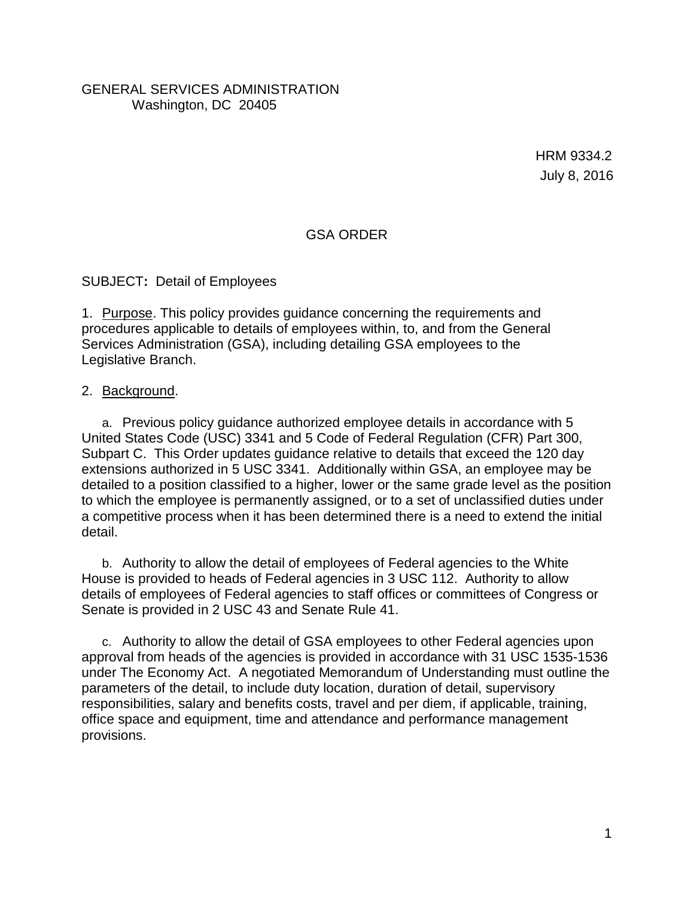GENERAL SERVICES ADMINISTRATION
Washington, DC 20405

HRM 9334.2
July 8, 2016

# GSA ORDER

SUBJECT**:** Detail of Employees

1. Purpose. This policy provides guidance concerning the requirements and procedures applicable to details of employees within, to, and from the General Services Administration (GSA), including detailing GSA employees to the Legislative Branch.

2. Background.

a. Previous policy guidance authorized employee details in accordance with 5 United States Code (USC) 3341 and 5 Code of Federal Regulation (CFR) Part 300, Subpart C. This Order updates guidance relative to details that exceed the 120 day extensions authorized in 5 USC 3341. Additionally within GSA, an employee may be detailed to a position classified to a higher, lower or the same grade level as the position to which the employee is permanently assigned, or to a set of unclassified duties under a competitive process when it has been determined there is a need to extend the initial detail.

b. Authority to allow the detail of employees of Federal agencies to the White House is provided to heads of Federal agencies in 3 USC 112. Authority to allow details of employees of Federal agencies to staff offices or committees of Congress or Senate is provided in 2 USC 43 and Senate Rule 41.

c. Authority to allow the detail of GSA employees to other Federal agencies upon approval from heads of the agencies is provided in accordance with 31 USC 1535-1536 under The Economy Act. A negotiated Memorandum of Understanding must outline the parameters of the detail, to include duty location, duration of detail, supervisory responsibilities, salary and benefits costs, travel and per diem, if applicable, training, office space and equipment, time and attendance and performance management provisions.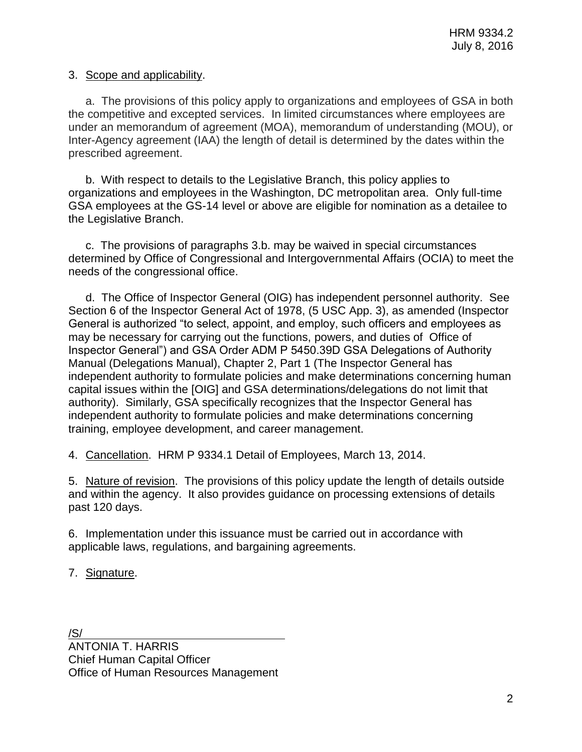3. Scope and applicability.

a. The provisions of this policy apply to organizations and employees of GSA in both the competitive and excepted services. In limited circumstances where employees are under an memorandum of agreement (MOA), memorandum of understanding (MOU), or Inter-Agency agreement (IAA) the length of detail is determined by the dates within the prescribed agreement.

b. With respect to details to the Legislative Branch, this policy applies to organizations and employees in the Washington, DC metropolitan area. Only full-time GSA employees at the GS-14 level or above are eligible for nomination as a detailee to the Legislative Branch.

c. The provisions of paragraphs 3.b. may be waived in special circumstances determined by Office of Congressional and Intergovernmental Affairs (OCIA) to meet the needs of the congressional office.

d. The Office of Inspector General (OIG) has independent personnel authority. See Section 6 of the Inspector General Act of 1978, (5 USC App. 3), as amended (Inspector General is authorized "to select, appoint, and employ, such officers and employees as may be necessary for carrying out the functions, powers, and duties of Office of Inspector General") and GSA Order ADM P 5450.39D GSA Delegations of Authority Manual (Delegations Manual), Chapter 2, Part 1 (The Inspector General has independent authority to formulate policies and make determinations concerning human capital issues within the [OIG] and GSA determinations/delegations do not limit that authority). Similarly, GSA specifically recognizes that the Inspector General has independent authority to formulate policies and make determinations concerning training, employee development, and career management.

4. Cancellation. HRM P 9334.1 Detail of Employees, March 13, 2014.

5. Nature of revision. The provisions of this policy update the length of details outside and within the agency. It also provides guidance on processing extensions of details past 120 days.

6. Implementation under this issuance must be carried out in accordance with applicable laws, regulations, and bargaining agreements.

7. Signature.

/S/

ANTONIA T. HARRIS
Chief Human Capital Officer
Office of Human Resources Management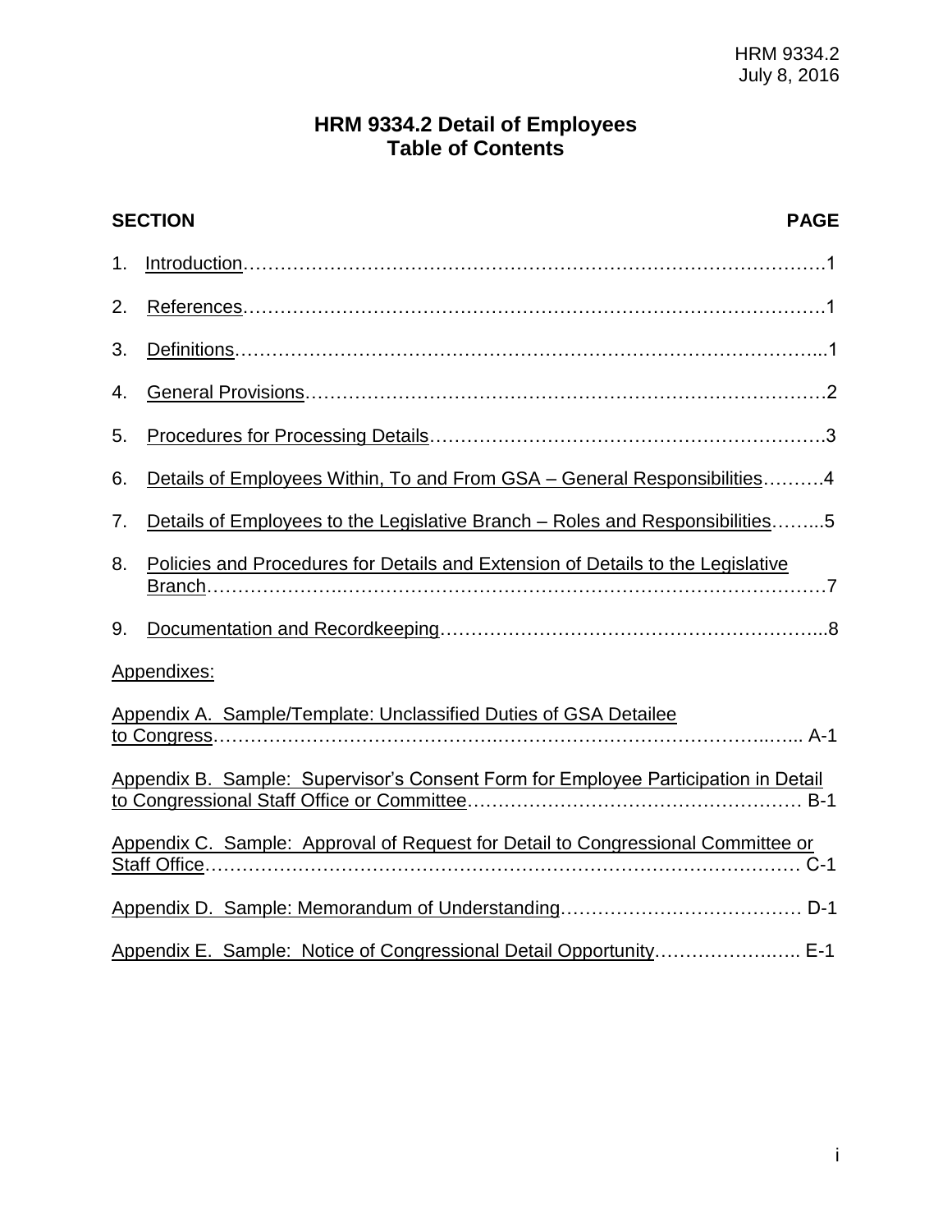# HRM 9334.2 Detail of Employees
## Table of Contents

| SECTION | PAGE |
|---|---|
| 1. Introduction | 1 |
| 2. References | 1 |
| 3. Definitions | 1 |
| 4. General Provisions | 2 |
| 5. Procedures for Processing Details | 3 |
| 6. Details of Employees Within, To and From GSA – General Responsibilities | 4 |
| 7. Details of Employees to the Legislative Branch – Roles and Responsibilities | 5 |
| 8. Policies and Procedures for Details and Extension of Details to the Legislative Branch | 7 |
| 9. Documentation and Recordkeeping | 8 |
| Appendixes: | |
| Appendix A. Sample/Template: Unclassified Duties of GSA Detailee to Congress | A-1 |
| Appendix B. Sample: Supervisor's Consent Form for Employee Participation in Detail to Congressional Staff Office or Committee | B-1 |
| Appendix C. Sample: Approval of Request for Detail to Congressional Committee or Staff Office | C-1 |
| Appendix D. Sample: Memorandum of Understanding | D-1 |
| Appendix E. Sample: Notice of Congressional Detail Opportunity | E-1 |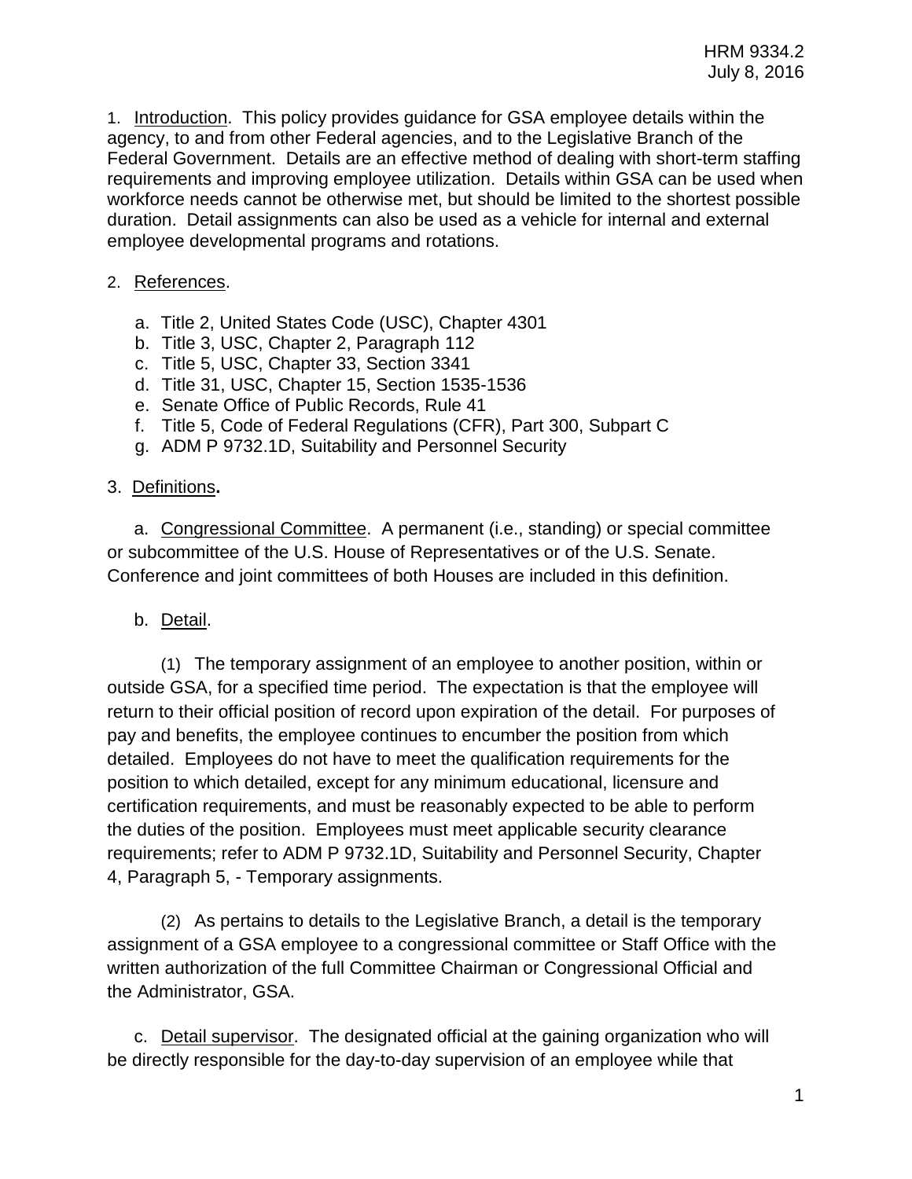1. Introduction. This policy provides guidance for GSA employee details within the agency, to and from other Federal agencies, and to the Legislative Branch of the Federal Government. Details are an effective method of dealing with short-term staffing requirements and improving employee utilization. Details within GSA can be used when workforce needs cannot be otherwise met, but should be limited to the shortest possible duration. Detail assignments can also be used as a vehicle for internal and external employee developmental programs and rotations.

2. References.

a. Title 2, United States Code (USC), Chapter 4301
b. Title 3, USC, Chapter 2, Paragraph 112
c. Title 5, USC, Chapter 33, Section 3341
d. Title 31, USC, Chapter 15, Section 1535-1536
e. Senate Office of Public Records, Rule 41
f. Title 5, Code of Federal Regulations (CFR), Part 300, Subpart C
g. ADM P 9732.1D, Suitability and Personnel Security

3. Definitions**.**

a. Congressional Committee. A permanent (i.e., standing) or special committee or subcommittee of the U.S. House of Representatives or of the U.S. Senate. Conference and joint committees of both Houses are included in this definition.

b. Detail.

(1) The temporary assignment of an employee to another position, within or outside GSA, for a specified time period. The expectation is that the employee will return to their official position of record upon expiration of the detail. For purposes of pay and benefits, the employee continues to encumber the position from which detailed. Employees do not have to meet the qualification requirements for the position to which detailed, except for any minimum educational, licensure and certification requirements, and must be reasonably expected to be able to perform the duties of the position. Employees must meet applicable security clearance requirements; refer to ADM P 9732.1D, Suitability and Personnel Security, Chapter 4, Paragraph 5, - Temporary assignments.

(2) As pertains to details to the Legislative Branch, a detail is the temporary assignment of a GSA employee to a congressional committee or Staff Office with the written authorization of the full Committee Chairman or Congressional Official and the Administrator, GSA.

c. Detail supervisor. The designated official at the gaining organization who will be directly responsible for the day-to-day supervision of an employee while that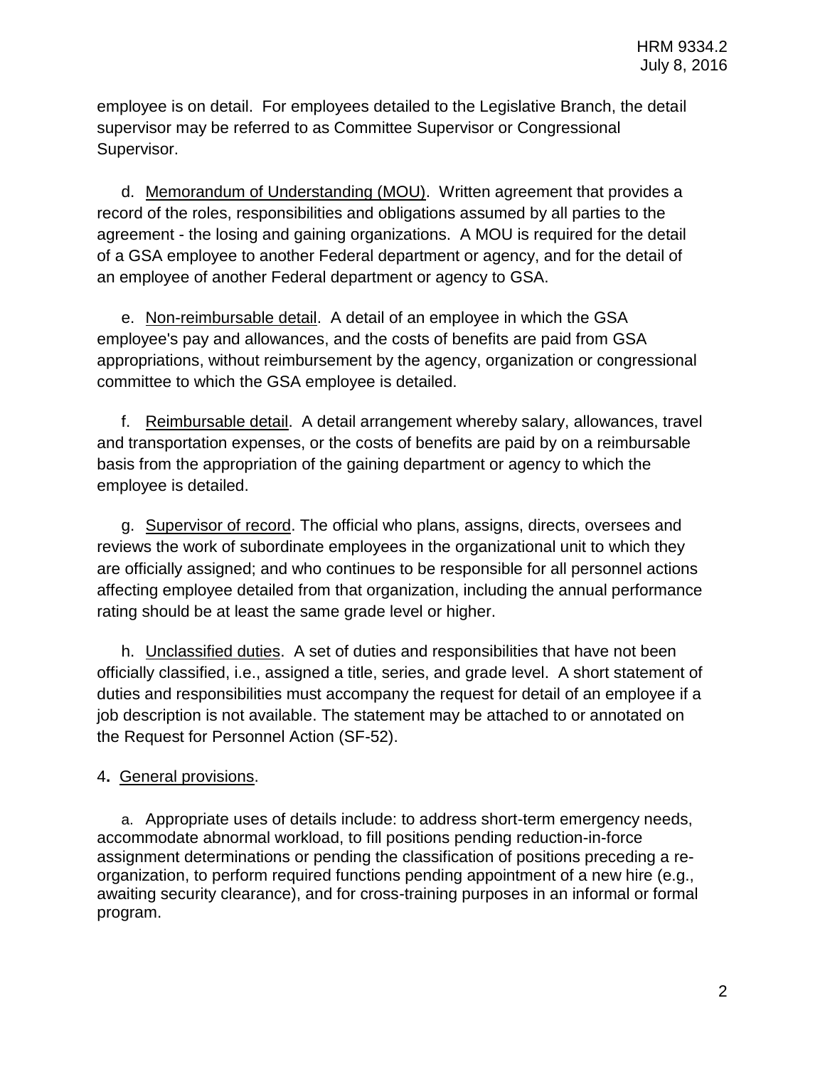employee is on detail. For employees detailed to the Legislative Branch, the detail supervisor may be referred to as Committee Supervisor or Congressional Supervisor.

d. Memorandum of Understanding (MOU). Written agreement that provides a record of the roles, responsibilities and obligations assumed by all parties to the agreement - the losing and gaining organizations. A MOU is required for the detail of a GSA employee to another Federal department or agency, and for the detail of an employee of another Federal department or agency to GSA.

e. Non-reimbursable detail. A detail of an employee in which the GSA employee's pay and allowances, and the costs of benefits are paid from GSA appropriations, without reimbursement by the agency, organization or congressional committee to which the GSA employee is detailed.

f. Reimbursable detail. A detail arrangement whereby salary, allowances, travel and transportation expenses, or the costs of benefits are paid by on a reimbursable basis from the appropriation of the gaining department or agency to which the employee is detailed.

g. Supervisor of record. The official who plans, assigns, directs, oversees and reviews the work of subordinate employees in the organizational unit to which they are officially assigned; and who continues to be responsible for all personnel actions affecting employee detailed from that organization, including the annual performance rating should be at least the same grade level or higher.

h. Unclassified duties. A set of duties and responsibilities that have not been officially classified, i.e., assigned a title, series, and grade level. A short statement of duties and responsibilities must accompany the request for detail of an employee if a job description is not available. The statement may be attached to or annotated on the Request for Personnel Action (SF-52).

4. General provisions.

a. Appropriate uses of details include: to address short-term emergency needs, accommodate abnormal workload, to fill positions pending reduction-in-force assignment determinations or pending the classification of positions preceding a re-organization, to perform required functions pending appointment of a new hire (e.g., awaiting security clearance), and for cross-training purposes in an informal or formal program.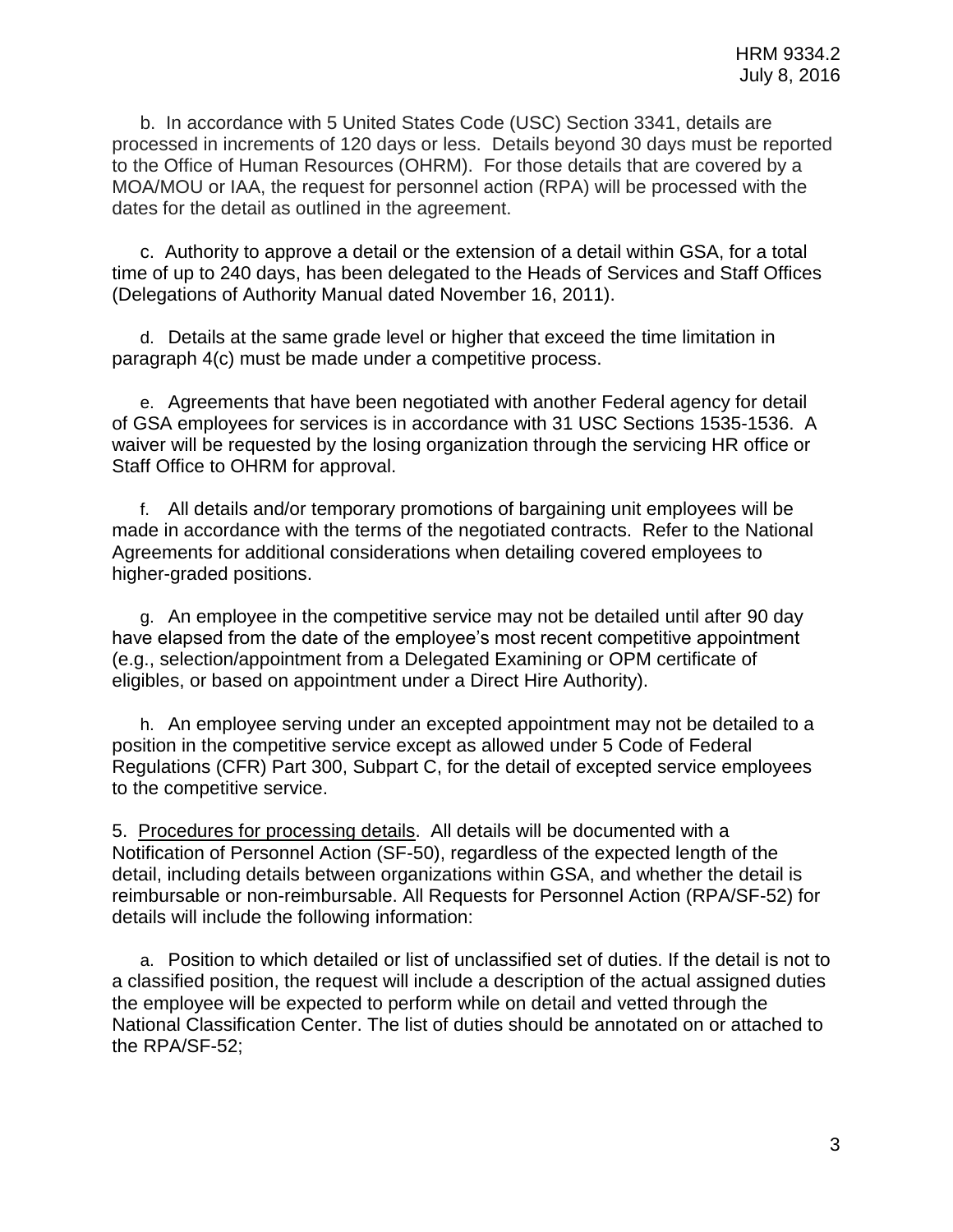b. In accordance with 5 United States Code (USC) Section 3341, details are processed in increments of 120 days or less. Details beyond 30 days must be reported to the Office of Human Resources (OHRM). For those details that are covered by a MOA/MOU or IAA, the request for personnel action (RPA) will be processed with the dates for the detail as outlined in the agreement.

c. Authority to approve a detail or the extension of a detail within GSA, for a total time of up to 240 days, has been delegated to the Heads of Services and Staff Offices (Delegations of Authority Manual dated November 16, 2011).

d. Details at the same grade level or higher that exceed the time limitation in paragraph 4(c) must be made under a competitive process.

e. Agreements that have been negotiated with another Federal agency for detail of GSA employees for services is in accordance with 31 USC Sections 1535-1536. A waiver will be requested by the losing organization through the servicing HR office or Staff Office to OHRM for approval.

f. All details and/or temporary promotions of bargaining unit employees will be made in accordance with the terms of the negotiated contracts. Refer to the National Agreements for additional considerations when detailing covered employees to higher-graded positions.

g. An employee in the competitive service may not be detailed until after 90 day have elapsed from the date of the employee's most recent competitive appointment (e.g., selection/appointment from a Delegated Examining or OPM certificate of eligibles, or based on appointment under a Direct Hire Authority).

h. An employee serving under an excepted appointment may not be detailed to a position in the competitive service except as allowed under 5 Code of Federal Regulations (CFR) Part 300, Subpart C, for the detail of excepted service employees to the competitive service.

5. Procedures for processing details. All details will be documented with a Notification of Personnel Action (SF-50), regardless of the expected length of the detail, including details between organizations within GSA, and whether the detail is reimbursable or non-reimbursable. All Requests for Personnel Action (RPA/SF-52) for details will include the following information:

a. Position to which detailed or list of unclassified set of duties. If the detail is not to a classified position, the request will include a description of the actual assigned duties the employee will be expected to perform while on detail and vetted through the National Classification Center. The list of duties should be annotated on or attached to the RPA/SF-52;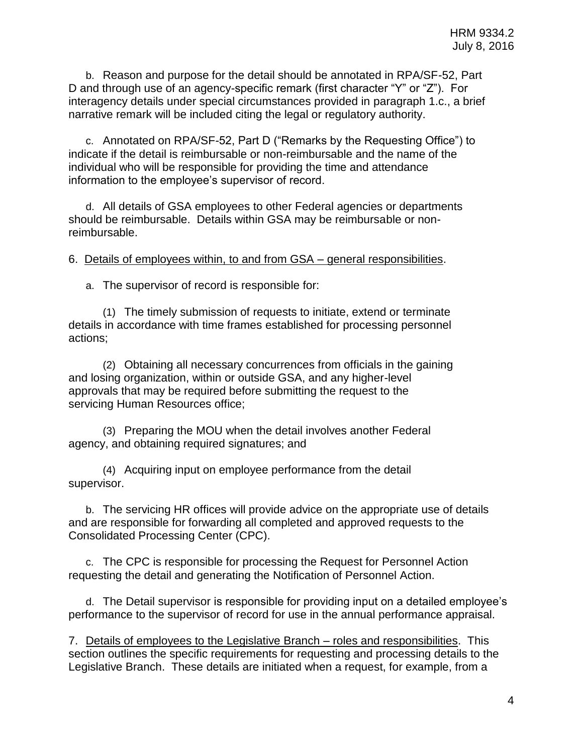b. Reason and purpose for the detail should be annotated in RPA/SF-52, Part D and through use of an agency-specific remark (first character "Y" or "Z"). For interagency details under special circumstances provided in paragraph 1.c., a brief narrative remark will be included citing the legal or regulatory authority.

c. Annotated on RPA/SF-52, Part D ("Remarks by the Requesting Office") to indicate if the detail is reimbursable or non-reimbursable and the name of the individual who will be responsible for providing the time and attendance information to the employee's supervisor of record.

d. All details of GSA employees to other Federal agencies or departments should be reimbursable. Details within GSA may be reimbursable or non-reimbursable.

6. <u>Details of employees within, to and from GSA – general responsibilities</u>.

a. The supervisor of record is responsible for:

(1) The timely submission of requests to initiate, extend or terminate details in accordance with time frames established for processing personnel actions;

(2) Obtaining all necessary concurrences from officials in the gaining and losing organization, within or outside GSA, and any higher-level approvals that may be required before submitting the request to the servicing Human Resources office;

(3) Preparing the MOU when the detail involves another Federal agency, and obtaining required signatures; and

(4) Acquiring input on employee performance from the detail supervisor.

b. The servicing HR offices will provide advice on the appropriate use of details and are responsible for forwarding all completed and approved requests to the Consolidated Processing Center (CPC).

c. The CPC is responsible for processing the Request for Personnel Action requesting the detail and generating the Notification of Personnel Action.

d. The Detail supervisor is responsible for providing input on a detailed employee's performance to the supervisor of record for use in the annual performance appraisal.

7. <u>Details of employees to the Legislative Branch – roles and responsibilities</u>. This section outlines the specific requirements for requesting and processing details to the Legislative Branch. These details are initiated when a request, for example, from a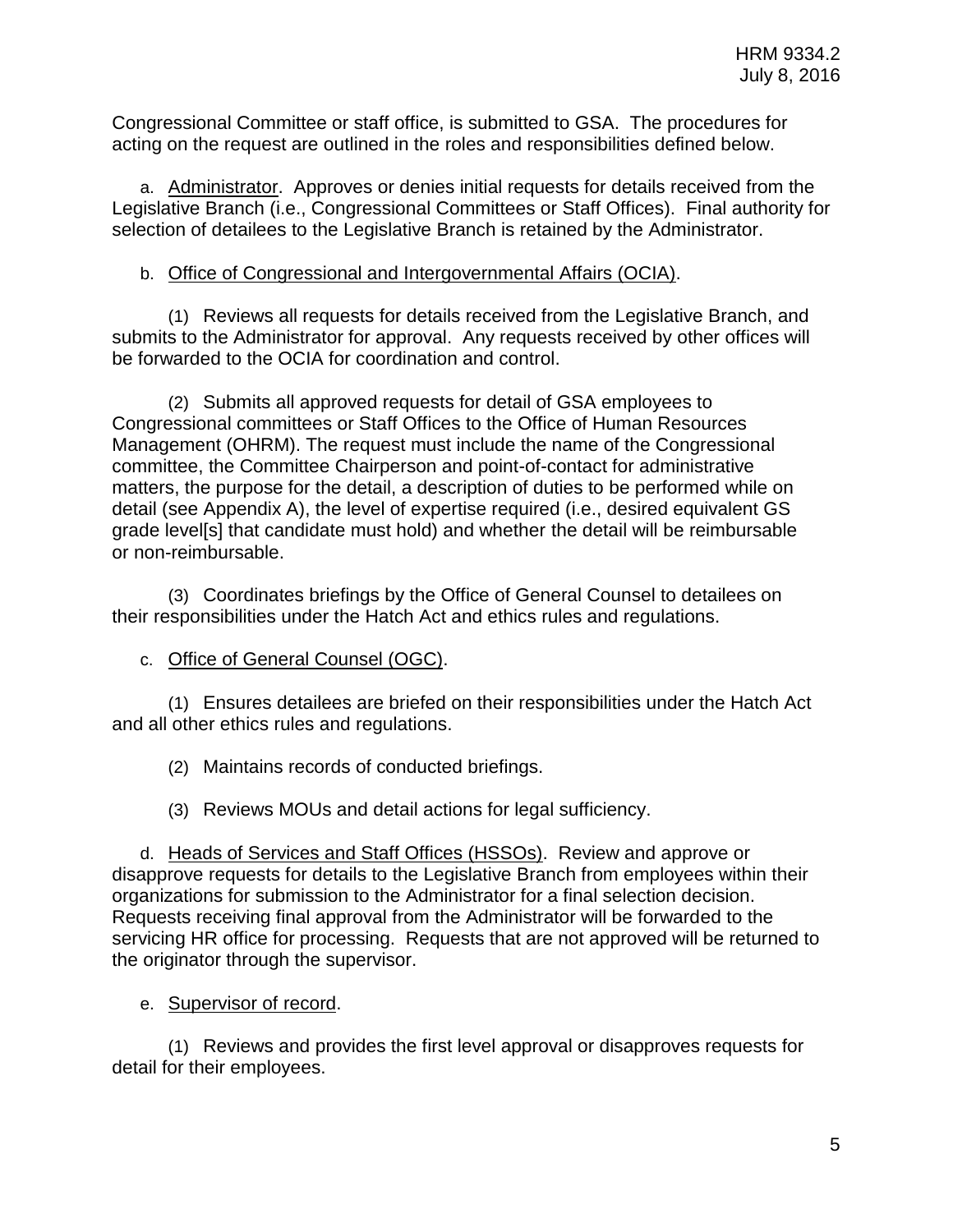Congressional Committee or staff office, is submitted to GSA. The procedures for acting on the request are outlined in the roles and responsibilities defined below.

a. Administrator. Approves or denies initial requests for details received from the Legislative Branch (i.e., Congressional Committees or Staff Offices). Final authority for selection of detailees to the Legislative Branch is retained by the Administrator.

b. Office of Congressional and Intergovernmental Affairs (OCIA).

(1) Reviews all requests for details received from the Legislative Branch, and submits to the Administrator for approval. Any requests received by other offices will be forwarded to the OCIA for coordination and control.

(2) Submits all approved requests for detail of GSA employees to Congressional committees or Staff Offices to the Office of Human Resources Management (OHRM). The request must include the name of the Congressional committee, the Committee Chairperson and point-of-contact for administrative matters, the purpose for the detail, a description of duties to be performed while on detail (see Appendix A), the level of expertise required (i.e., desired equivalent GS grade level[s] that candidate must hold) and whether the detail will be reimbursable or non-reimbursable.

(3) Coordinates briefings by the Office of General Counsel to detailees on their responsibilities under the Hatch Act and ethics rules and regulations.

c. Office of General Counsel (OGC).

(1) Ensures detailees are briefed on their responsibilities under the Hatch Act and all other ethics rules and regulations.

(2) Maintains records of conducted briefings.

(3) Reviews MOUs and detail actions for legal sufficiency.

d. Heads of Services and Staff Offices (HSSOs). Review and approve or disapprove requests for details to the Legislative Branch from employees within their organizations for submission to the Administrator for a final selection decision. Requests receiving final approval from the Administrator will be forwarded to the servicing HR office for processing. Requests that are not approved will be returned to the originator through the supervisor.

e. Supervisor of record.

(1) Reviews and provides the first level approval or disapproves requests for detail for their employees.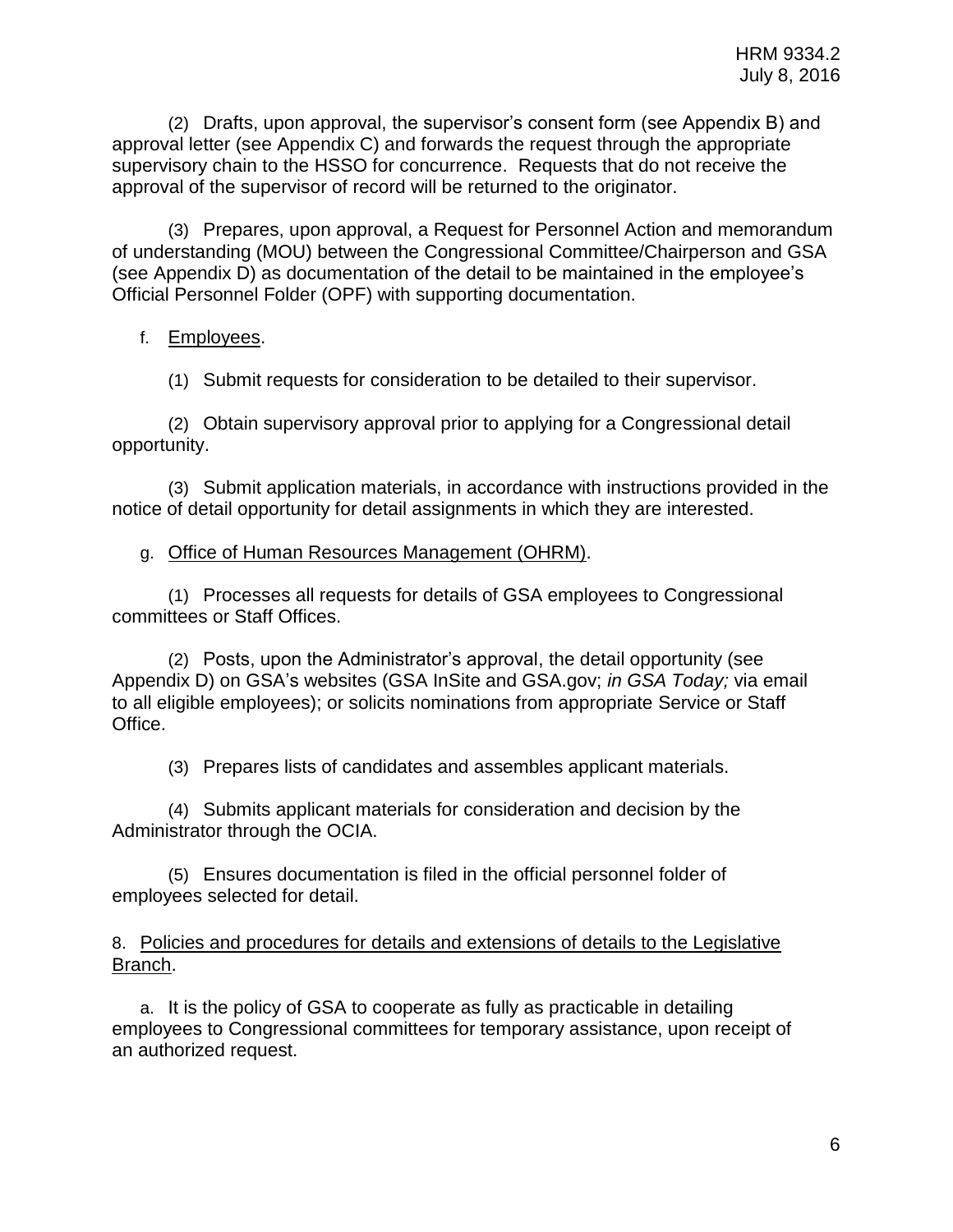(2) Drafts, upon approval, the supervisor's consent form (see Appendix B) and approval letter (see Appendix C) and forwards the request through the appropriate supervisory chain to the HSSO for concurrence. Requests that do not receive the approval of the supervisor of record will be returned to the originator.

(3) Prepares, upon approval, a Request for Personnel Action and memorandum of understanding (MOU) between the Congressional Committee/Chairperson and GSA (see Appendix D) as documentation of the detail to be maintained in the employee's Official Personnel Folder (OPF) with supporting documentation.

f. Employees.

(1) Submit requests for consideration to be detailed to their supervisor.

(2) Obtain supervisory approval prior to applying for a Congressional detail opportunity.

(3) Submit application materials, in accordance with instructions provided in the notice of detail opportunity for detail assignments in which they are interested.

g. Office of Human Resources Management (OHRM).

(1) Processes all requests for details of GSA employees to Congressional committees or Staff Offices.

(2) Posts, upon the Administrator's approval, the detail opportunity (see Appendix D) on GSA's websites (GSA InSite and GSA.gov; *in GSA Today;* via email to all eligible employees); or solicits nominations from appropriate Service or Staff Office.

(3) Prepares lists of candidates and assembles applicant materials.

(4) Submits applicant materials for consideration and decision by the Administrator through the OCIA.

(5) Ensures documentation is filed in the official personnel folder of employees selected for detail.

8. Policies and procedures for details and extensions of details to the Legislative Branch.

a. It is the policy of GSA to cooperate as fully as practicable in detailing employees to Congressional committees for temporary assistance, upon receipt of an authorized request.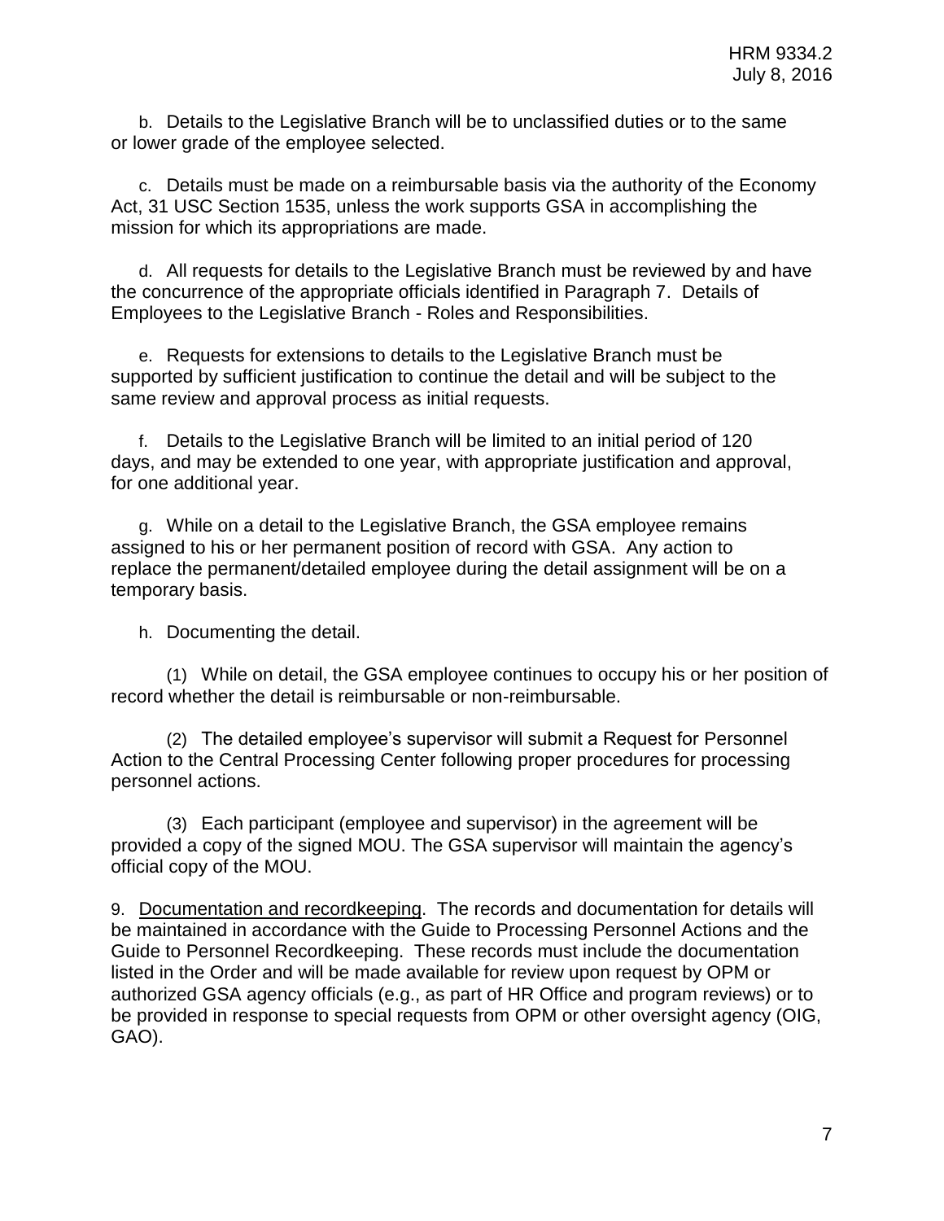b. Details to the Legislative Branch will be to unclassified duties or to the same or lower grade of the employee selected.

c. Details must be made on a reimbursable basis via the authority of the Economy Act, 31 USC Section 1535, unless the work supports GSA in accomplishing the mission for which its appropriations are made.

d. All requests for details to the Legislative Branch must be reviewed by and have the concurrence of the appropriate officials identified in Paragraph 7. Details of Employees to the Legislative Branch - Roles and Responsibilities.

e. Requests for extensions to details to the Legislative Branch must be supported by sufficient justification to continue the detail and will be subject to the same review and approval process as initial requests.

f. Details to the Legislative Branch will be limited to an initial period of 120 days, and may be extended to one year, with appropriate justification and approval, for one additional year.

g. While on a detail to the Legislative Branch, the GSA employee remains assigned to his or her permanent position of record with GSA. Any action to replace the permanent/detailed employee during the detail assignment will be on a temporary basis.

h. Documenting the detail.

(1) While on detail, the GSA employee continues to occupy his or her position of record whether the detail is reimbursable or non-reimbursable.

(2) The detailed employee's supervisor will submit a Request for Personnel Action to the Central Processing Center following proper procedures for processing personnel actions.

(3) Each participant (employee and supervisor) in the agreement will be provided a copy of the signed MOU. The GSA supervisor will maintain the agency's official copy of the MOU.

9. Documentation and recordkeeping. The records and documentation for details will be maintained in accordance with the Guide to Processing Personnel Actions and the Guide to Personnel Recordkeeping. These records must include the documentation listed in the Order and will be made available for review upon request by OPM or authorized GSA agency officials (e.g., as part of HR Office and program reviews) or to be provided in response to special requests from OPM or other oversight agency (OIG, GAO).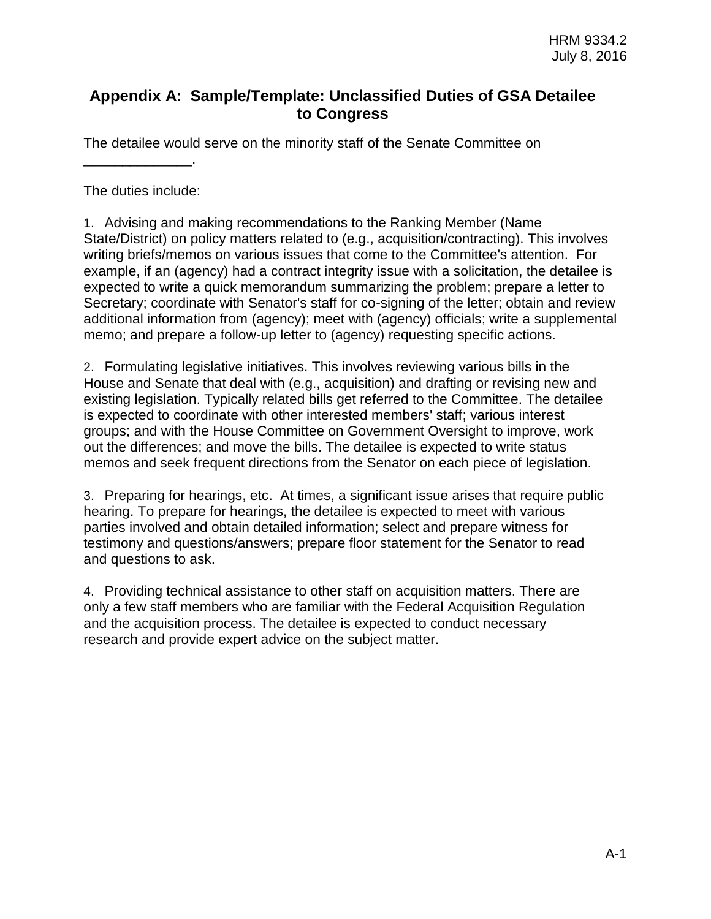## Appendix A: Sample/Template: Unclassified Duties of GSA Detailee to Congress

The detailee would serve on the minority staff of the Senate Committee on ______________.

The duties include:

1. Advising and making recommendations to the Ranking Member (Name State/District) on policy matters related to (e.g., acquisition/contracting). This involves writing briefs/memos on various issues that come to the Committee's attention. For example, if an (agency) had a contract integrity issue with a solicitation, the detailee is expected to write a quick memorandum summarizing the problem; prepare a letter to Secretary; coordinate with Senator's staff for co-signing of the letter; obtain and review additional information from (agency); meet with (agency) officials; write a supplemental memo; and prepare a follow-up letter to (agency) requesting specific actions.

2. Formulating legislative initiatives. This involves reviewing various bills in the House and Senate that deal with (e.g., acquisition) and drafting or revising new and existing legislation. Typically related bills get referred to the Committee. The detailee is expected to coordinate with other interested members' staff; various interest groups; and with the House Committee on Government Oversight to improve, work out the differences; and move the bills. The detailee is expected to write status memos and seek frequent directions from the Senator on each piece of legislation.

3. Preparing for hearings, etc. At times, a significant issue arises that require public hearing. To prepare for hearings, the detailee is expected to meet with various parties involved and obtain detailed information; select and prepare witness for testimony and questions/answers; prepare floor statement for the Senator to read and questions to ask.

4. Providing technical assistance to other staff on acquisition matters. There are only a few staff members who are familiar with the Federal Acquisition Regulation and the acquisition process. The detailee is expected to conduct necessary research and provide expert advice on the subject matter.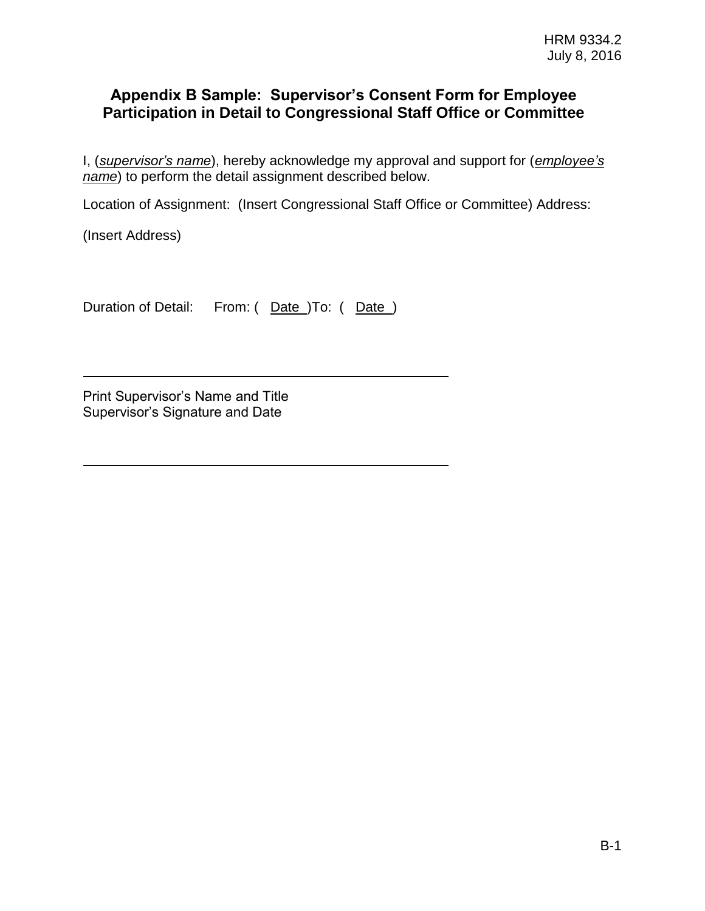## Appendix B Sample: Supervisor's Consent Form for Employee Participation in Detail to Congressional Staff Office or Committee

I, (***supervisor's name***), hereby acknowledge my approval and support for (***employee's name***) to perform the detail assignment described below.

Location of Assignment: (Insert Congressional Staff Office or Committee) Address:

(Insert Address)

Duration of Detail: From: ( Date )To: ( Date )

\_\_\_\_\_\_\_\_\_\_\_\_\_\_\_\_\_\_\_\_\_\_\_\_\_\_\_\_\_\_\_\_\_\_\_\_\_\_\_\_\_\_\_\_

Print Supervisor's Name and Title
Supervisor's Signature and Date

\_\_\_\_\_\_\_\_\_\_\_\_\_\_\_\_\_\_\_\_\_\_\_\_\_\_\_\_\_\_\_\_\_\_\_\_\_\_\_\_\_\_\_\_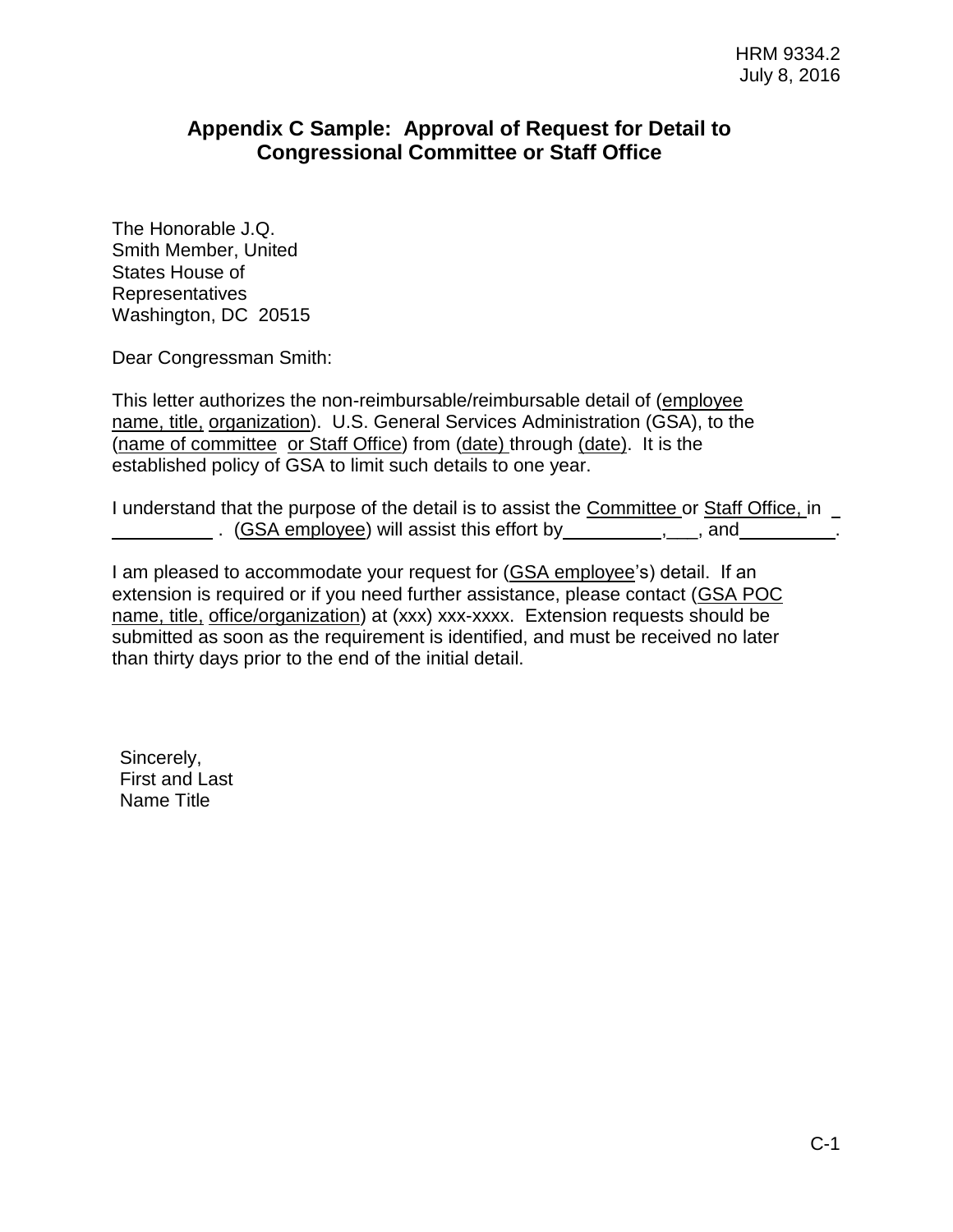## Appendix C Sample: Approval of Request for Detail to Congressional Committee or Staff Office

The Honorable J.Q.
Smith Member, United
States House of
Representatives
Washington, DC 20515

Dear Congressman Smith:

This letter authorizes the non-reimbursable/reimbursable detail of (employee name, title, organization). U.S. General Services Administration (GSA), to the (name of committee or Staff Office) from (date) through (date). It is the established policy of GSA to limit such details to one year.

I understand that the purpose of the detail is to assist the Committee or Staff Office, in __________ . (GSA employee) will assist this effort by __________, ___, and __________.

I am pleased to accommodate your request for (GSA employee's) detail. If an extension is required or if you need further assistance, please contact (GSA POC name, title, office/organization) at (xxx) xxx-xxxx. Extension requests should be submitted as soon as the requirement is identified, and must be received no later than thirty days prior to the end of the initial detail.

Sincerely,
First and Last
Name Title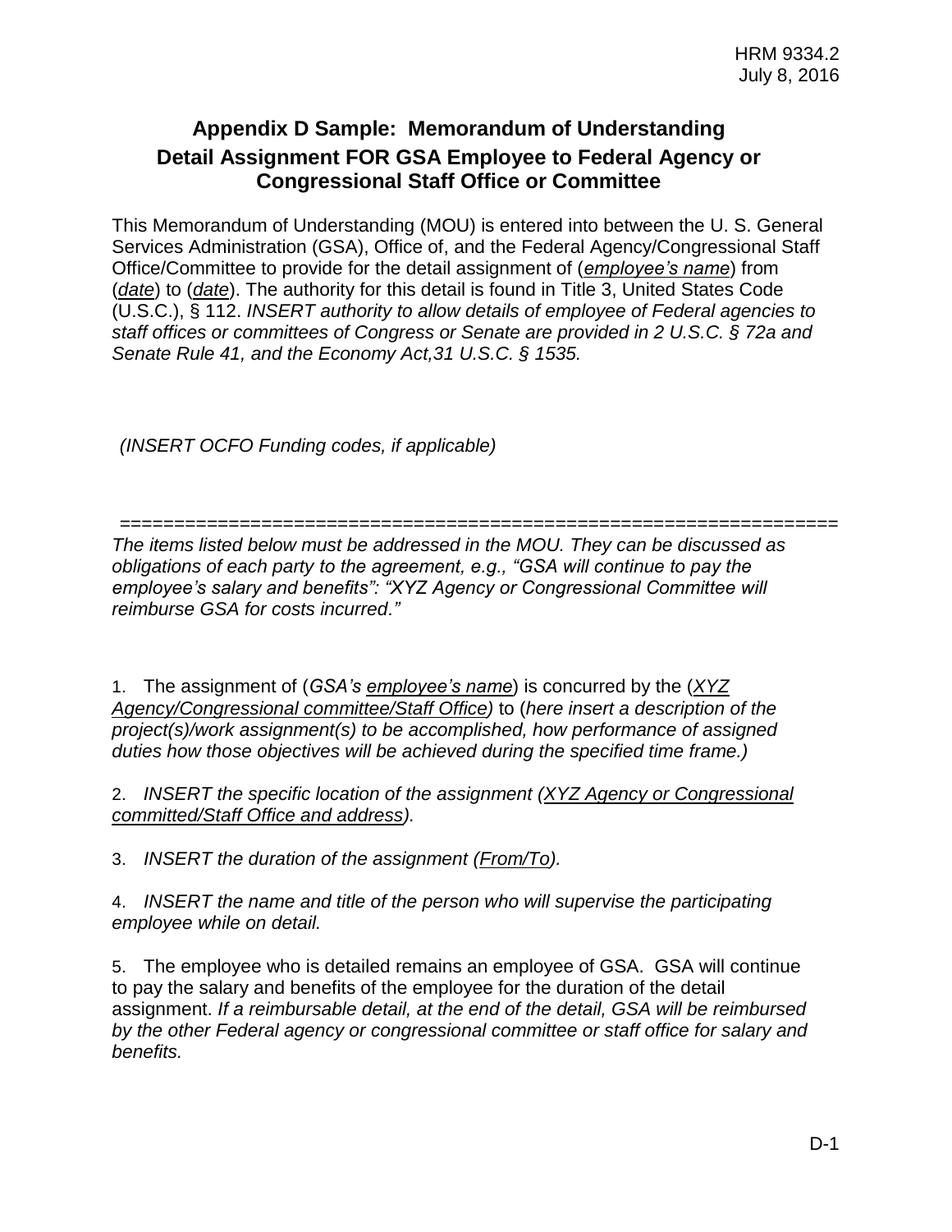## Appendix D Sample: Memorandum of Understanding

## Detail Assignment FOR GSA Employee to Federal Agency or Congressional Staff Office or Committee

This Memorandum of Understanding (MOU) is entered into between the U. S. General Services Administration (GSA), Office of, and the Federal Agency/Congressional Staff Office/Committee to provide for the detail assignment of (*employee's name*) from (*date*) to (*date*). The authority for this detail is found in Title 3, United States Code (U.S.C.), § 112. *INSERT authority to allow details of employee of Federal agencies to staff offices or committees of Congress or Senate are provided in 2 U.S.C. § 72a and Senate Rule 41, and the Economy Act,31 U.S.C. § 1535.*

*(INSERT OCFO Funding codes, if applicable)*

================================================================

*The items listed below must be addressed in the MOU. They can be discussed as obligations of each party to the agreement, e.g., "GSA will continue to pay the employee's salary and benefits": "XYZ Agency or Congressional Committee will reimburse GSA for costs incurred."*

1. The assignment of (*GSA's employee's name*) is concurred by the (*XYZ Agency/Congressional committee/Staff Office)* to (*here insert a description of the project(s)/work assignment(s) to be accomplished, how performance of assigned duties how those objectives will be achieved during the specified time frame.)*

2. *INSERT the specific location of the assignment (XYZ Agency or Congressional committed/Staff Office and address).*

3. *INSERT the duration of the assignment (From/To).*

4. *INSERT the name and title of the person who will supervise the participating employee while on detail.*

5. The employee who is detailed remains an employee of GSA. GSA will continue to pay the salary and benefits of the employee for the duration of the detail assignment. *If a reimbursable detail, at the end of the detail, GSA will be reimbursed by the other Federal agency or congressional committee or staff office for salary and benefits.*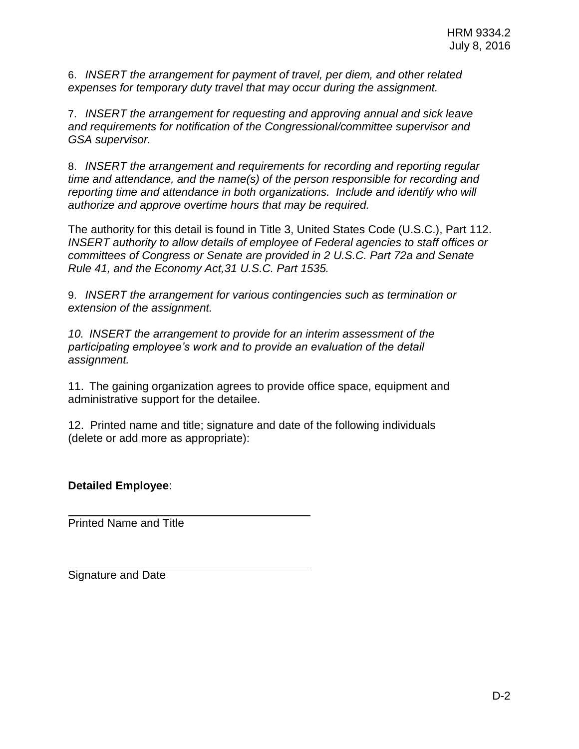6. *INSERT the arrangement for payment of travel, per diem, and other related expenses for temporary duty travel that may occur during the assignment.*

7. *INSERT the arrangement for requesting and approving annual and sick leave and requirements for notification of the Congressional/committee supervisor and GSA supervisor.*

8. *INSERT the arrangement and requirements for recording and reporting regular time and attendance, and the name(s) of the person responsible for recording and reporting time and attendance in both organizations. Include and identify who will authorize and approve overtime hours that may be required.*

The authority for this detail is found in Title 3, United States Code (U.S.C.), Part 112. *INSERT authority to allow details of employee of Federal agencies to staff offices or committees of Congress or Senate are provided in 2 U.S.C. Part 72a and Senate Rule 41, and the Economy Act,31 U.S.C. Part 1535.*

9. *INSERT the arrangement for various contingencies such as termination or extension of the assignment.*

*10. INSERT the arrangement to provide for an interim assessment of the participating employee's work and to provide an evaluation of the detail assignment.*

11. The gaining organization agrees to provide office space, equipment and administrative support for the detailee.

12. Printed name and title; signature and date of the following individuals (delete or add more as appropriate):

**Detailed Employee**:

\_\_\_\_\_\_\_\_\_\_\_\_\_\_\_\_\_\_\_\_\_\_\_\_\_\_\_\_\_\_\_\_\_\_\_\_\_\_\_\_
Printed Name and Title

\_\_\_\_\_\_\_\_\_\_\_\_\_\_\_\_\_\_\_\_\_\_\_\_\_\_\_\_\_\_\_\_\_\_\_\_\_\_\_\_
Signature and Date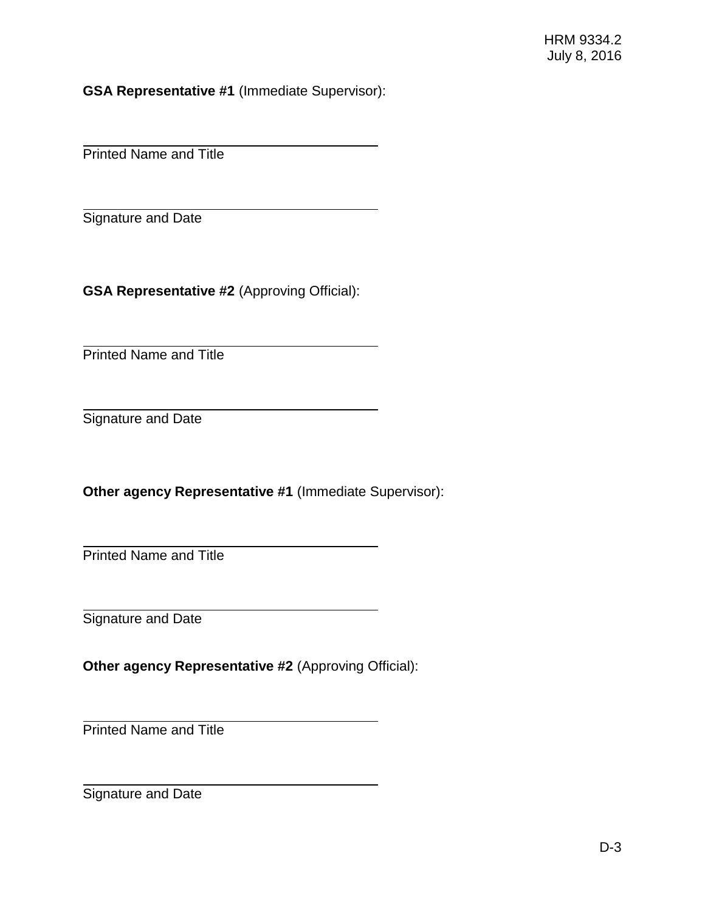**GSA Representative #1** (Immediate Supervisor):

______________________________________
Printed Name and Title

______________________________________
Signature and Date

**GSA Representative #2** (Approving Official):

______________________________________
Printed Name and Title

______________________________________
Signature and Date

**Other agency Representative #1** (Immediate Supervisor):

______________________________________
Printed Name and Title

______________________________________
Signature and Date

**Other agency Representative #2** (Approving Official):

______________________________________
Printed Name and Title

______________________________________
Signature and Date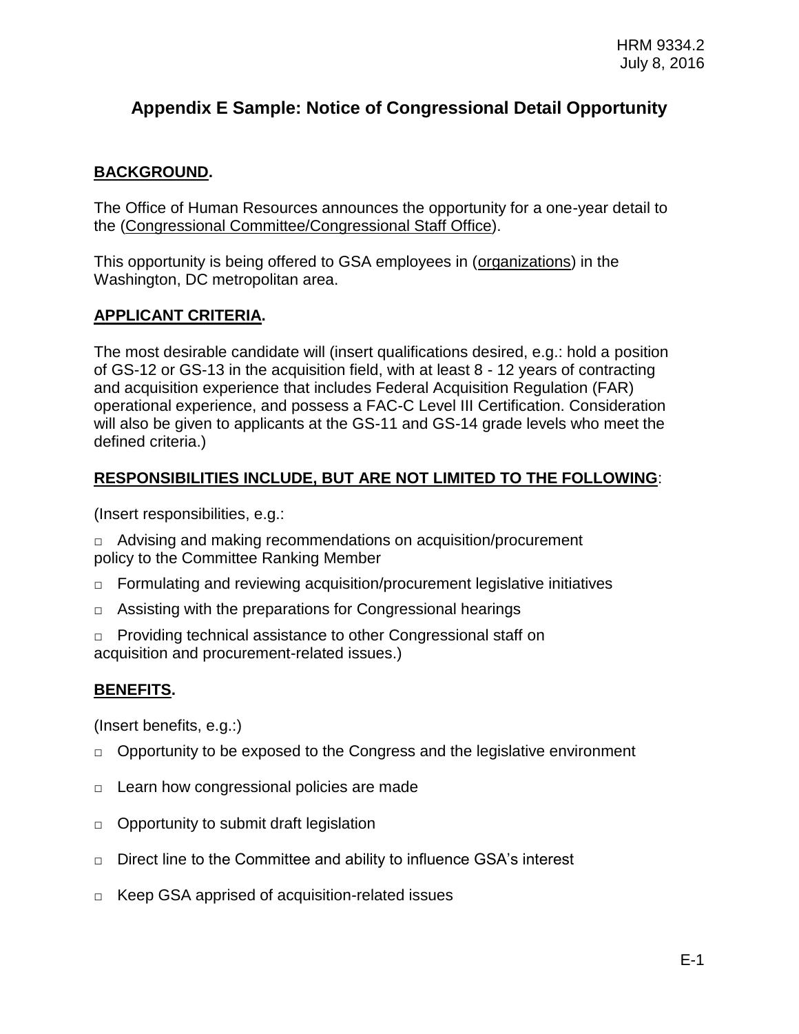# Appendix E Sample: Notice of Congressional Detail Opportunity

**BACKGROUND.**

The Office of Human Resources announces the opportunity for a one-year detail to the (Congressional Committee/Congressional Staff Office).

This opportunity is being offered to GSA employees in (organizations) in the Washington, DC metropolitan area.

**APPLICANT CRITERIA.**

The most desirable candidate will (insert qualifications desired, e.g.: hold a position of GS-12 or GS-13 in the acquisition field, with at least 8 - 12 years of contracting and acquisition experience that includes Federal Acquisition Regulation (FAR) operational experience, and possess a FAC-C Level III Certification. Consideration will also be given to applicants at the GS-11 and GS-14 grade levels who meet the defined criteria.)

**RESPONSIBILITIES INCLUDE, BUT ARE NOT LIMITED TO THE FOLLOWING**:

(Insert responsibilities, e.g.:

- Advising and making recommendations on acquisition/procurement policy to the Committee Ranking Member
- Formulating and reviewing acquisition/procurement legislative initiatives
- Assisting with the preparations for Congressional hearings
- Providing technical assistance to other Congressional staff on acquisition and procurement-related issues.)

**BENEFITS.**

(Insert benefits, e.g.:)

- Opportunity to be exposed to the Congress and the legislative environment
- Learn how congressional policies are made
- Opportunity to submit draft legislation
- Direct line to the Committee and ability to influence GSA's interest
- Keep GSA apprised of acquisition-related issues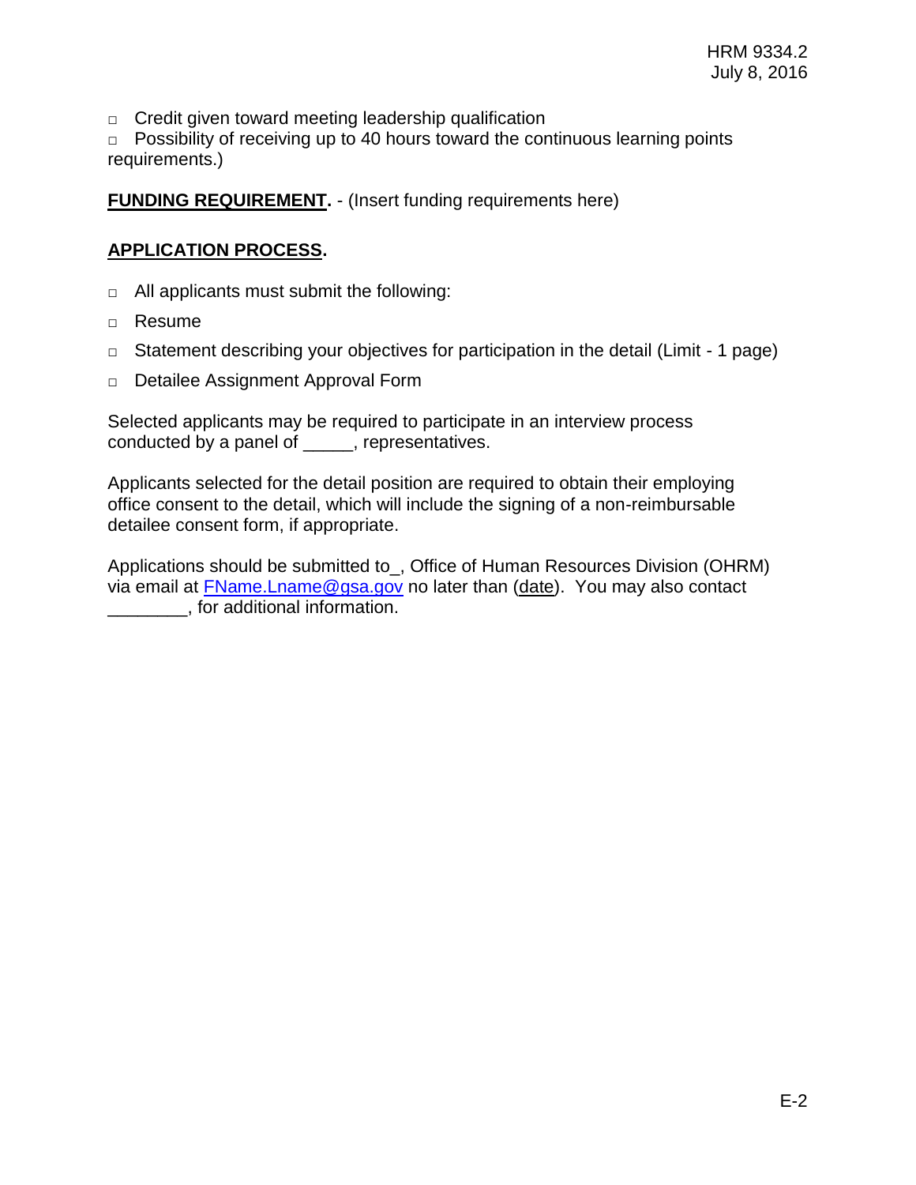- Credit given toward meeting leadership qualification
- Possibility of receiving up to 40 hours toward the continuous learning points requirements.)

**FUNDING REQUIREMENT.** - (Insert funding requirements here)

**APPLICATION PROCESS.**

- All applicants must submit the following:
- Resume
- Statement describing your objectives for participation in the detail (Limit - 1 page)
- Detailee Assignment Approval Form

Selected applicants may be required to participate in an interview process conducted by a panel of _____, representatives.

Applicants selected for the detail position are required to obtain their employing office consent to the detail, which will include the signing of a non-reimbursable detailee consent form, if appropriate.

Applications should be submitted to_, Office of Human Resources Division (OHRM) via email at FName.Lname@gsa.gov no later than (date). You may also contact ________, for additional information.